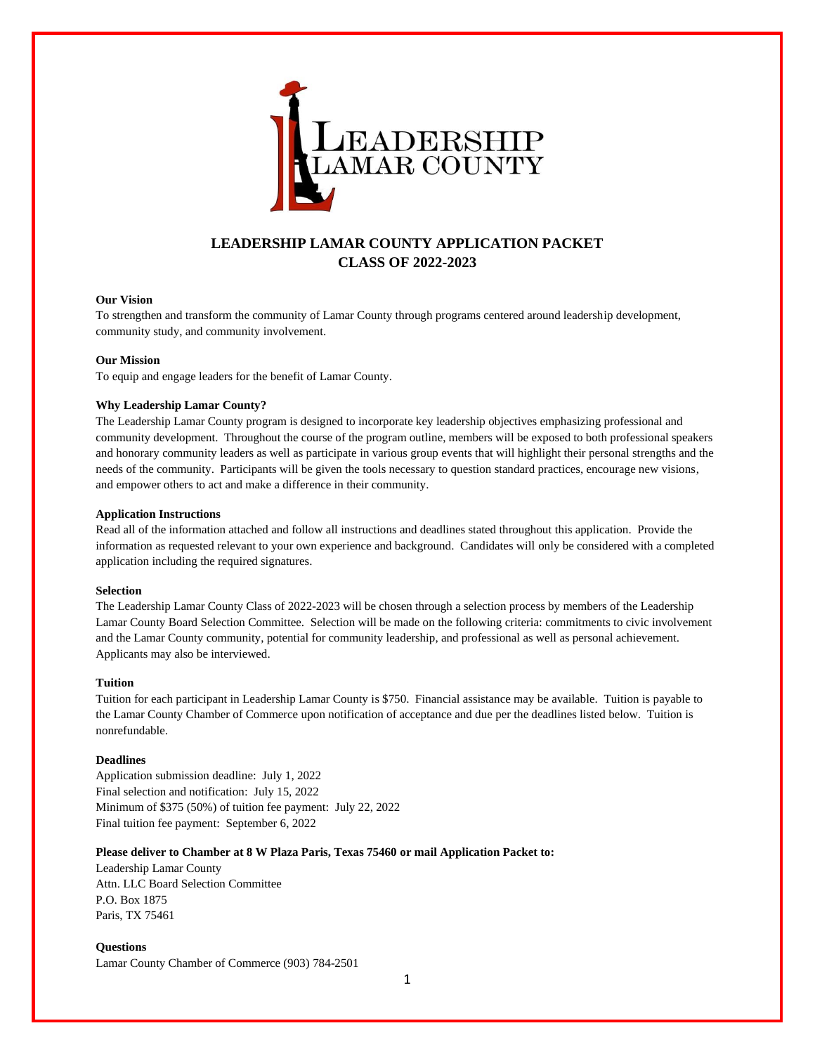# LEADERSHIP LAMAR COUNTY APPLICATION PACKET
## CLASS OF 2022-2023

**Our Vision**

To strengthen and transform the community of Lamar County through programs centered around leadership development, community study, and community involvement.

**Our Mission**

To equip and engage leaders for the benefit of Lamar County.

**Why Leadership Lamar County?**

The Leadership Lamar County program is designed to incorporate key leadership objectives emphasizing professional and community development. Throughout the course of the program outline, members will be exposed to both professional speakers and honorary community leaders as well as participate in various group events that will highlight their personal strengths and the needs of the community. Participants will be given the tools necessary to question standard practices, encourage new visions, and empower others to act and make a difference in their community.

**Application Instructions**

Read all of the information attached and follow all instructions and deadlines stated throughout this application. Provide the information as requested relevant to your own experience and background. Candidates will only be considered with a completed application including the required signatures.

**Selection**

The Leadership Lamar County Class of 2022-2023 will be chosen through a selection process by members of the Leadership Lamar County Board Selection Committee. Selection will be made on the following criteria: commitments to civic involvement and the Lamar County community, potential for community leadership, and professional as well as personal achievement. Applicants may also be interviewed.

**Tuition**

Tuition for each participant in Leadership Lamar County is $750. Financial assistance may be available. Tuition is payable to the Lamar County Chamber of Commerce upon notification of acceptance and due per the deadlines listed below. Tuition is nonrefundable.

**Deadlines**

Application submission deadline: July 1, 2022
Final selection and notification: July 15, 2022
Minimum of $375 (50%) of tuition fee payment: July 22, 2022
Final tuition fee payment: September 6, 2022

**Please deliver to Chamber at 8 W Plaza Paris, Texas 75460 or mail Application Packet to:**

Leadership Lamar County
Attn. LLC Board Selection Committee
P.O. Box 1875
Paris, TX 75461

**Questions**

Lamar County Chamber of Commerce (903) 784-2501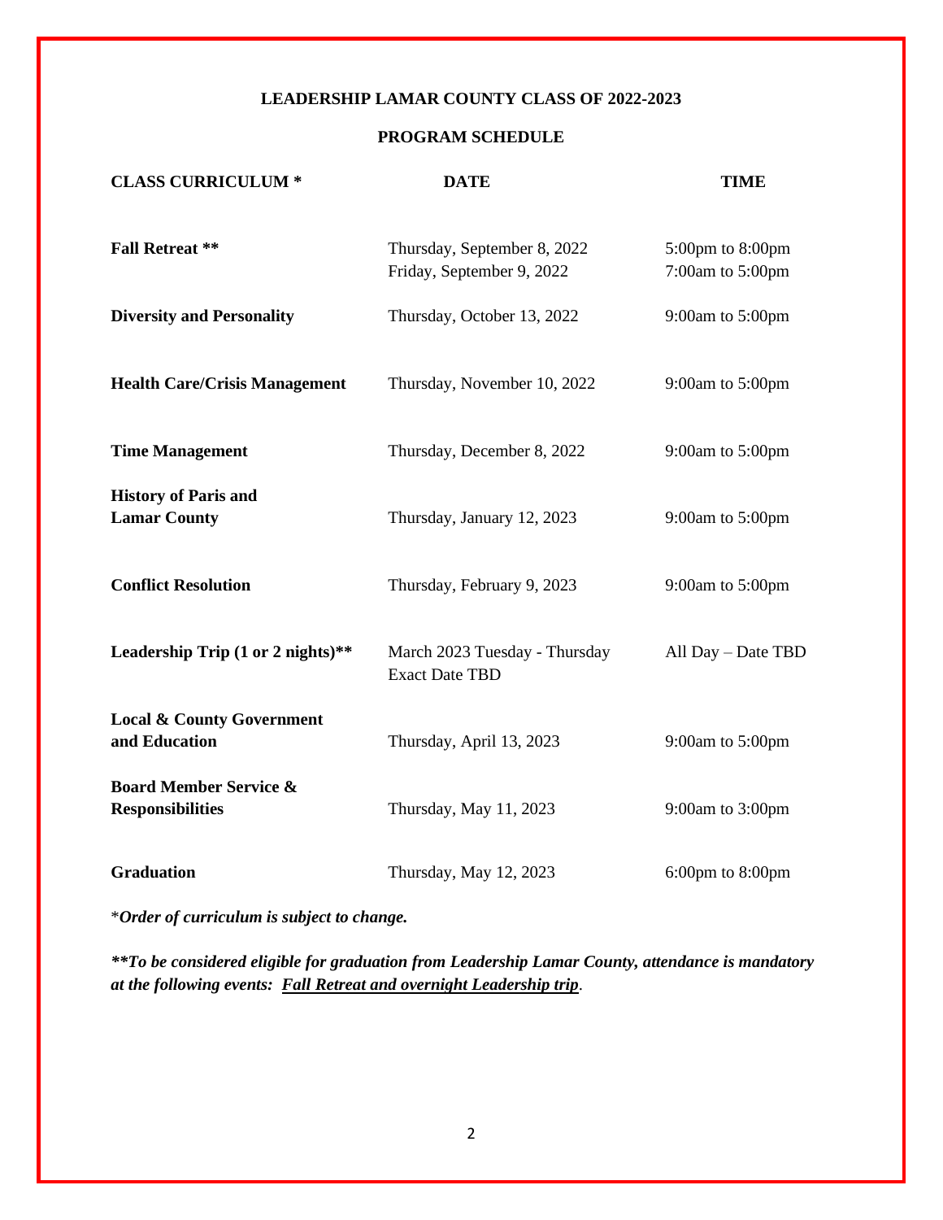**LEADERSHIP LAMAR COUNTY CLASS OF 2022-2023**

**PROGRAM SCHEDULE**

| CLASS CURRICULUM * | DATE | TIME |
|---|---|---|
| **Fall Retreat ** ** | Thursday, September 8, 2022<br>Friday, September 9, 2022 | 5:00pm to 8:00pm<br>7:00am to 5:00pm |
| **Diversity and Personality** | Thursday, October 13, 2022 | 9:00am to 5:00pm |
| **Health Care/Crisis Management** | Thursday, November 10, 2022 | 9:00am to 5:00pm |
| **Time Management** | Thursday, December 8, 2022 | 9:00am to 5:00pm |
| **History of Paris and Lamar County** | Thursday, January 12, 2023 | 9:00am to 5:00pm |
| **Conflict Resolution** | Thursday, February 9, 2023 | 9:00am to 5:00pm |
| **Leadership Trip (1 or 2 nights)**** | March 2023 Tuesday - Thursday<br>Exact Date TBD | All Day – Date TBD |
| **Local & County Government and Education** | Thursday, April 13, 2023 | 9:00am to 5:00pm |
| **Board Member Service & Responsibilities** | Thursday, May 11, 2023 | 9:00am to 3:00pm |
| **Graduation** | Thursday, May 12, 2023 | 6:00pm to 8:00pm |

**Order of curriculum is subject to change.*

***\*To be considered eligible for graduation from Leadership Lamar County, attendance is mandatory at the following events: <u>Fall Retreat and overnight Leadership trip</u>.***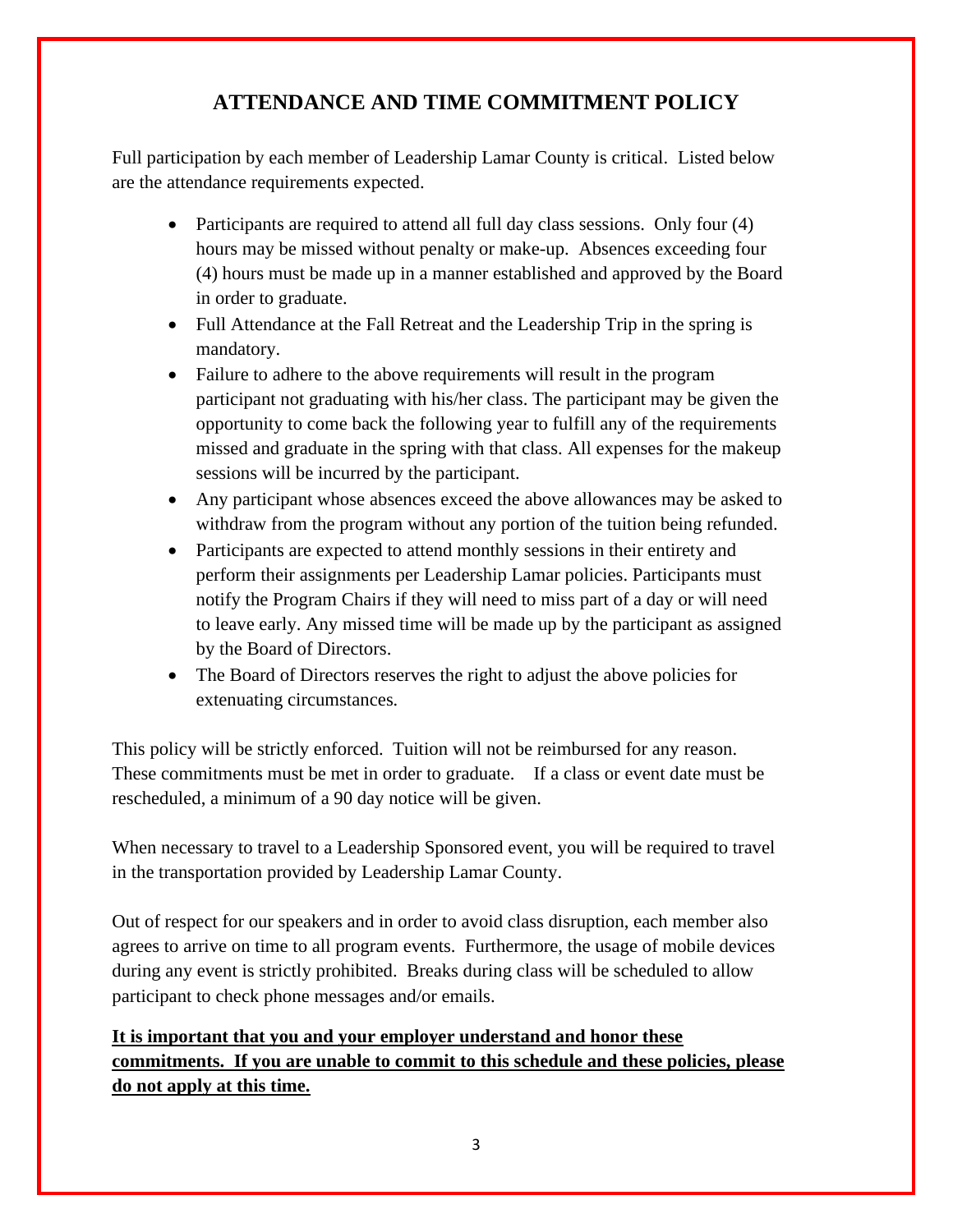## ATTENDANCE AND TIME COMMITMENT POLICY

Full participation by each member of Leadership Lamar County is critical. Listed below are the attendance requirements expected.

- Participants are required to attend all full day class sessions. Only four (4) hours may be missed without penalty or make-up. Absences exceeding four (4) hours must be made up in a manner established and approved by the Board in order to graduate.
- Full Attendance at the Fall Retreat and the Leadership Trip in the spring is mandatory.
- Failure to adhere to the above requirements will result in the program participant not graduating with his/her class. The participant may be given the opportunity to come back the following year to fulfill any of the requirements missed and graduate in the spring with that class. All expenses for the makeup sessions will be incurred by the participant.
- Any participant whose absences exceed the above allowances may be asked to withdraw from the program without any portion of the tuition being refunded.
- Participants are expected to attend monthly sessions in their entirety and perform their assignments per Leadership Lamar policies. Participants must notify the Program Chairs if they will need to miss part of a day or will need to leave early. Any missed time will be made up by the participant as assigned by the Board of Directors.
- The Board of Directors reserves the right to adjust the above policies for extenuating circumstances.

This policy will be strictly enforced. Tuition will not be reimbursed for any reason. These commitments must be met in order to graduate. If a class or event date must be rescheduled, a minimum of a 90 day notice will be given.

When necessary to travel to a Leadership Sponsored event, you will be required to travel in the transportation provided by Leadership Lamar County.

Out of respect for our speakers and in order to avoid class disruption, each member also agrees to arrive on time to all program events. Furthermore, the usage of mobile devices during any event is strictly prohibited. Breaks during class will be scheduled to allow participant to check phone messages and/or emails.

<u>**It is important that you and your employer understand and honor these commitments. If you are unable to commit to this schedule and these policies, please do not apply at this time.**</u>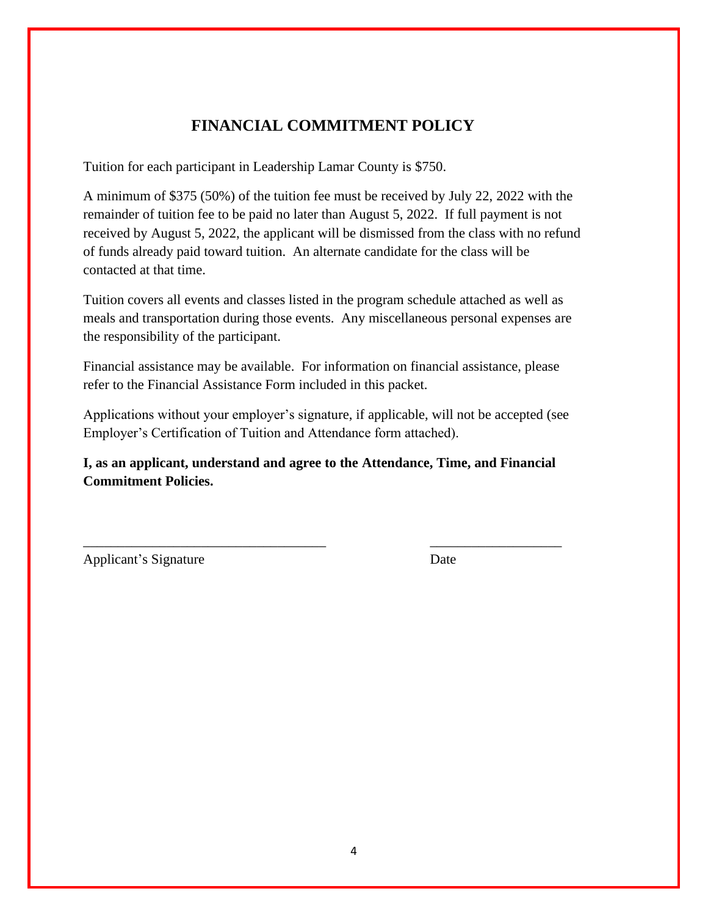# FINANCIAL COMMITMENT POLICY

Tuition for each participant in Leadership Lamar County is $750.

A minimum of $375 (50%) of the tuition fee must be received by July 22, 2022 with the remainder of tuition fee to be paid no later than August 5, 2022. If full payment is not received by August 5, 2022, the applicant will be dismissed from the class with no refund of funds already paid toward tuition. An alternate candidate for the class will be contacted at that time.

Tuition covers all events and classes listed in the program schedule attached as well as meals and transportation during those events. Any miscellaneous personal expenses are the responsibility of the participant.

Financial assistance may be available. For information on financial assistance, please refer to the Financial Assistance Form included in this packet.

Applications without your employer's signature, if applicable, will not be accepted (see Employer's Certification of Tuition and Attendance form attached).

**I, as an applicant, understand and agree to the Attendance, Time, and Financial Commitment Policies.**

___________________________________ ___________________

Applicant's Signature Date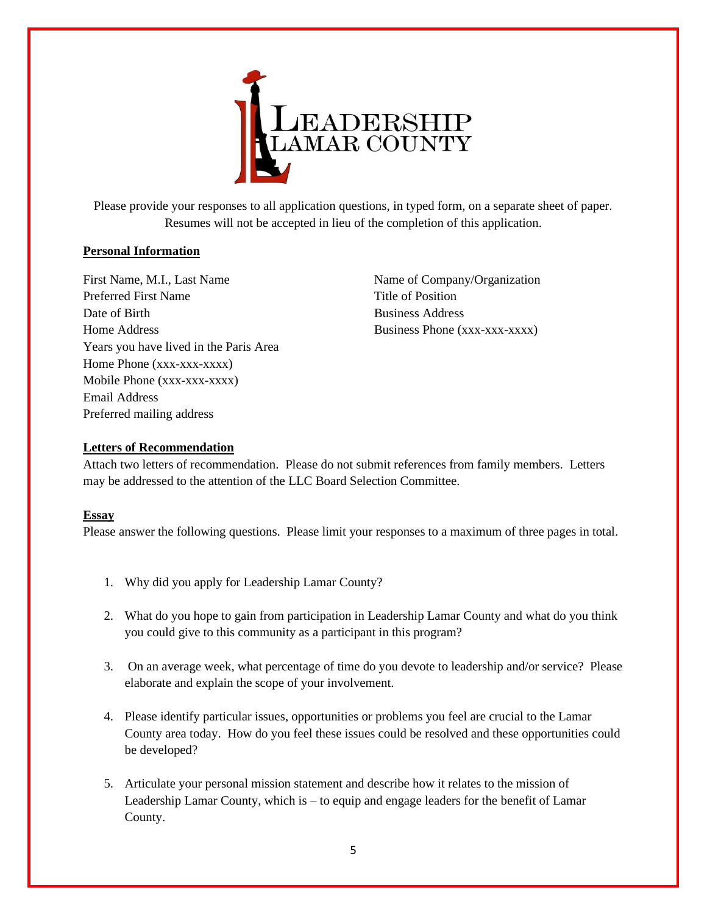# Leadership Lamar County

Please provide your responses to all application questions, in typed form, on a separate sheet of paper. Resumes will not be accepted in lieu of the completion of this application.

## Personal Information

First Name, M.I., Last Name
Preferred First Name
Date of Birth
Home Address
Years you have lived in the Paris Area
Home Phone (xxx-xxx-xxxx)
Mobile Phone (xxx-xxx-xxxx)
Email Address
Preferred mailing address

Name of Company/Organization
Title of Position
Business Address
Business Phone (xxx-xxx-xxxx)

## Letters of Recommendation

Attach two letters of recommendation. Please do not submit references from family members. Letters may be addressed to the attention of the LLC Board Selection Committee.

## Essay

Please answer the following questions. Please limit your responses to a maximum of three pages in total.

1. Why did you apply for Leadership Lamar County?
2. What do you hope to gain from participation in Leadership Lamar County and what do you think you could give to this community as a participant in this program?
3. On an average week, what percentage of time do you devote to leadership and/or service? Please elaborate and explain the scope of your involvement.
4. Please identify particular issues, opportunities or problems you feel are crucial to the Lamar County area today. How do you feel these issues could be resolved and these opportunities could be developed?
5. Articulate your personal mission statement and describe how it relates to the mission of Leadership Lamar County, which is – to equip and engage leaders for the benefit of Lamar County.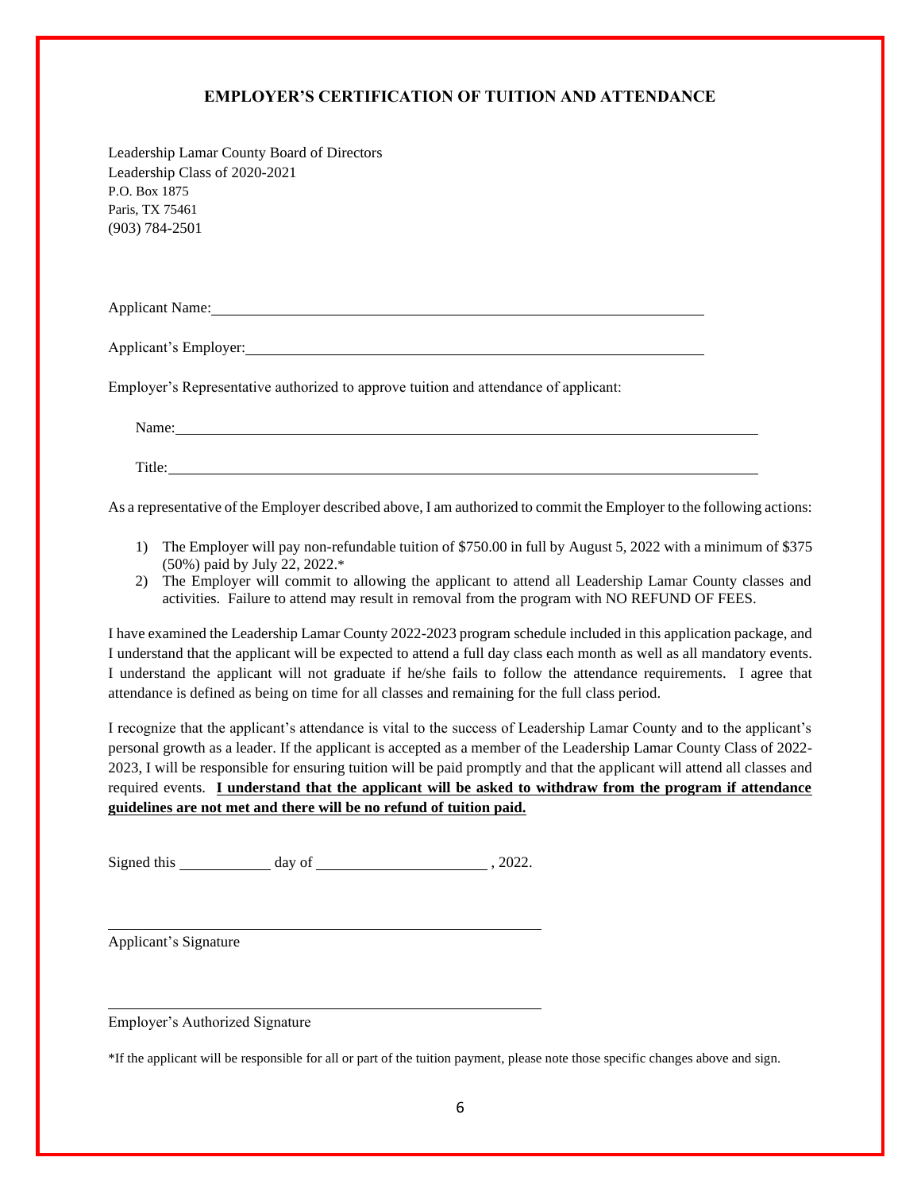## EMPLOYER'S CERTIFICATION OF TUITION AND ATTENDANCE

Leadership Lamar County Board of Directors
Leadership Class of 2020-2021
P.O. Box 1875
Paris, TX 75461
(903) 784-2501

Applicant Name: ______________________________________________

Applicant's Employer: ______________________________________________

Employer's Representative authorized to approve tuition and attendance of applicant:

Name: ______________________________________________

Title: ______________________________________________

As a representative of the Employer described above, I am authorized to commit the Employer to the following actions:

1) The Employer will pay non-refundable tuition of $750.00 in full by August 5, 2022 with a minimum of $375 (50%) paid by July 22, 2022.*
2) The Employer will commit to allowing the applicant to attend all Leadership Lamar County classes and activities. Failure to attend may result in removal from the program with NO REFUND OF FEES.

I have examined the Leadership Lamar County 2022-2023 program schedule included in this application package, and I understand that the applicant will be expected to attend a full day class each month as well as all mandatory events. I understand the applicant will not graduate if he/she fails to follow the attendance requirements. I agree that attendance is defined as being on time for all classes and remaining for the full class period.

I recognize that the applicant's attendance is vital to the success of Leadership Lamar County and to the applicant's personal growth as a leader. If the applicant is accepted as a member of the Leadership Lamar County Class of 2022-2023, I will be responsible for ensuring tuition will be paid promptly and that the applicant will attend all classes and required events. **<u>I understand that the applicant will be asked to withdraw from the program if attendance guidelines are not met and there will be no refund of tuition paid.</u>**

Signed this ____________ day of ______________________ , 2022.

______________________________________________
Applicant's Signature

______________________________________________
Employer's Authorized Signature

*If the applicant will be responsible for all or part of the tuition payment, please note those specific changes above and sign.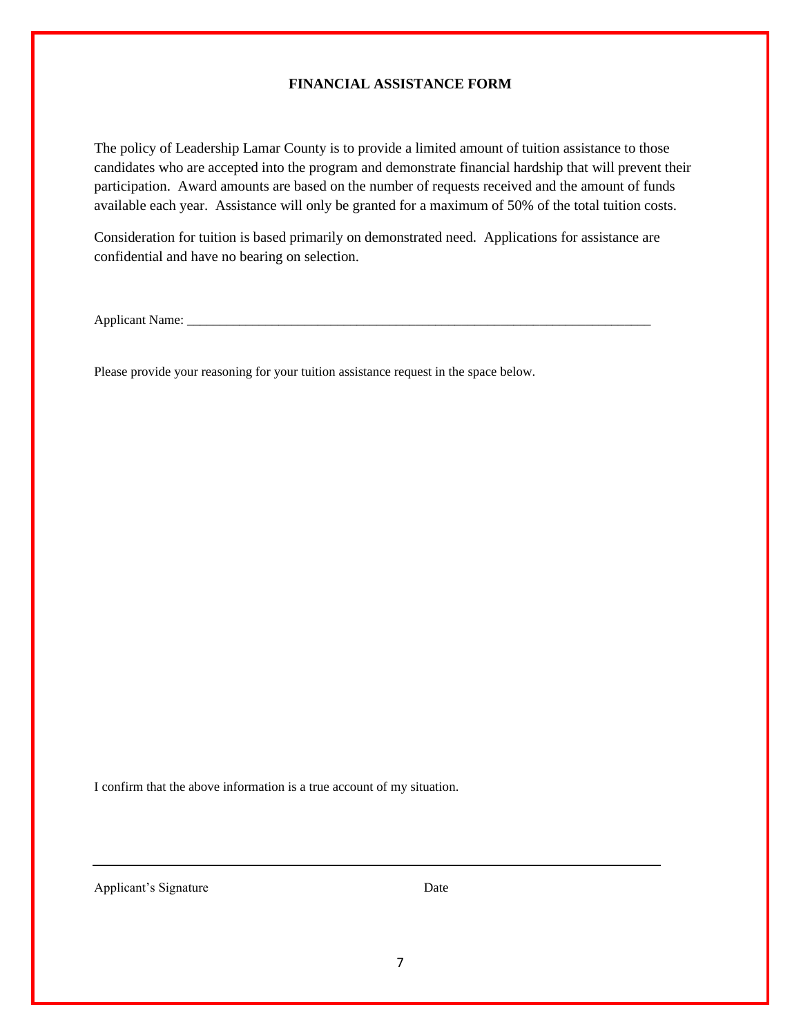**FINANCIAL ASSISTANCE FORM**

The policy of Leadership Lamar County is to provide a limited amount of tuition assistance to those candidates who are accepted into the program and demonstrate financial hardship that will prevent their participation. Award amounts are based on the number of requests received and the amount of funds available each year. Assistance will only be granted for a maximum of 50% of the total tuition costs.

Consideration for tuition is based primarily on demonstrated need. Applications for assistance are confidential and have no bearing on selection.

Applicant Name: ___________________________________________________________________________

Please provide your reasoning for your tuition assistance request in the space below.

I confirm that the above information is a true account of my situation.

_____________________________________________________________________________

Applicant's Signature Date